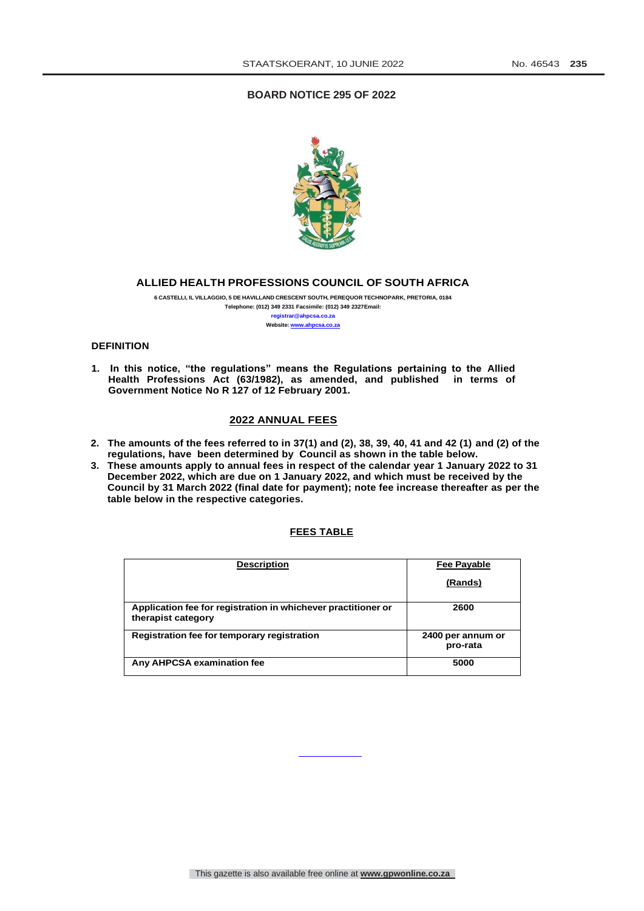## BOARD NOTICE 295 OF 2022

## ALLIED HEALTH PROFESSIONS COUNCIL OF SOUTH AFRICA

6 CASTELLI, IL VILLAGGIO, 5 DE HAVILLAND CRESCENT SOUTH, PEREQUOR TECHNOPARK, PRETORIA, 0184
Telephone: (012) 349 2331 Facsimile: (012) 349 2327Email:
registrar@ahpcsa.co.za
Website: www.ahpcsa.co.za

### DEFINITION

**1. In this notice, "the regulations" means the Regulations pertaining to the Allied Health Professions Act (63/1982), as amended, and published in terms of Government Notice No R 127 of 12 February 2001.**

### 2022 ANNUAL FEES

**2. The amounts of the fees referred to in 37(1) and (2), 38, 39, 40, 41 and 42 (1) and (2) of the regulations, have been determined by Council as shown in the table below.**

**3. These amounts apply to annual fees in respect of the calendar year 1 January 2022 to 31 December 2022, which are due on 1 January 2022, and which must be received by the Council by 31 March 2022 (final date for payment); note fee increase thereafter as per the table below in the respective categories.**

### FEES TABLE

| Description | Fee Payable (Rands) |
|---|---|
| Application fee for registration in whichever practitioner or therapist category | 2600 |
| Registration fee for temporary registration | 2400 per annum or pro-rata |
| Any AHPCSA examination fee | 5000 |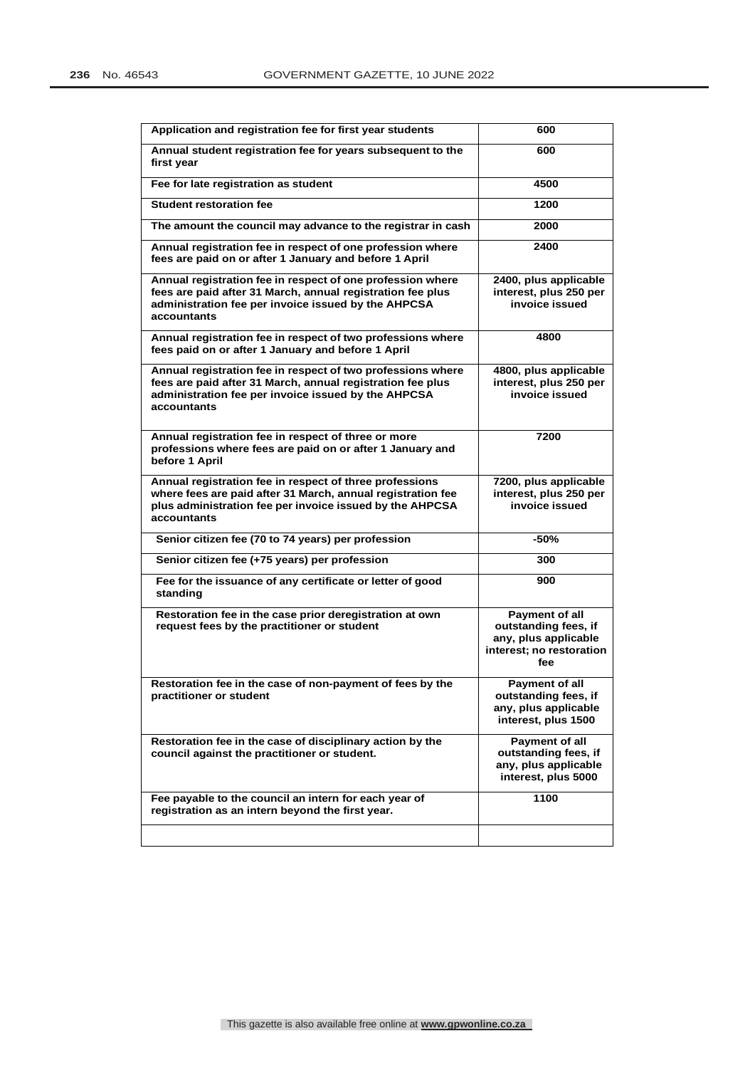| Application and registration fee for first year students | 600 |
|---|---|
| Annual student registration fee for years subsequent to the first year | 600 |
| Fee for late registration as student | 4500 |
| Student restoration fee | 1200 |
| The amount the council may advance to the registrar in cash | 2000 |
| Annual registration fee in respect of one profession where fees are paid on or after 1 January and before 1 April | 2400 |
| Annual registration fee in respect of one profession where fees are paid after 31 March, annual registration fee plus administration fee per invoice issued by the AHPCSA accountants | 2400, plus applicable interest, plus 250 per invoice issued |
| Annual registration fee in respect of two professions where fees paid on or after 1 January and before 1 April | 4800 |
| Annual registration fee in respect of two professions where fees are paid after 31 March, annual registration fee plus administration fee per invoice issued by the AHPCSA accountants | 4800, plus applicable interest, plus 250 per invoice issued |
| Annual registration fee in respect of three or more professions where fees are paid on or after 1 January and before 1 April | 7200 |
| Annual registration fee in respect of three professions where fees are paid after 31 March, annual registration fee plus administration fee per invoice issued by the AHPCSA accountants | 7200, plus applicable interest, plus 250 per invoice issued |
| Senior citizen fee (70 to 74 years) per profession | -50% |
| Senior citizen fee (+75 years) per profession | 300 |
| Fee for the issuance of any certificate or letter of good standing | 900 |
| Restoration fee in the case prior deregistration at own request fees by the practitioner or student | Payment of all outstanding fees, if any, plus applicable interest; no restoration fee |
| Restoration fee in the case of non-payment of fees by the practitioner or student | Payment of all outstanding fees, if any, plus applicable interest, plus 1500 |
| Restoration fee in the case of disciplinary action by the council against the practitioner or student. | Payment of all outstanding fees, if any, plus applicable interest, plus 5000 |
| Fee payable to the council an intern for each year of registration as an intern beyond the first year. | 1100 |
| | |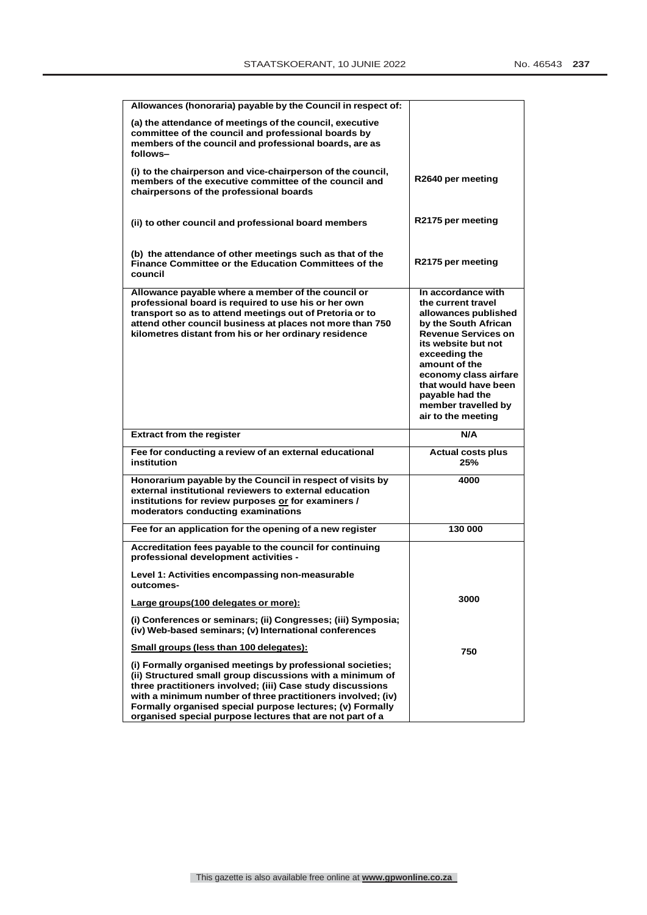| **Allowances (honoraria) payable by the Council in respect of:**<br><br>**(a) the attendance of meetings of the council, executive committee of the council and professional boards by members of the council and professional boards, are as follows–**<br><br>**(i) to the chairperson and vice-chairperson of the council, members of the executive committee of the council and chairpersons of the professional boards**<br><br>**(ii) to other council and professional board members**<br><br>**(b) the attendance of other meetings such as that of the Finance Committee or the Education Committees of the council** | <br><br><br><br>**R2640 per meeting**<br><br>**R2175 per meeting**<br><br>**R2175 per meeting** |
|---|---|
| **Allowance payable where a member of the council or professional board is required to use his or her own transport so as to attend meetings out of Pretoria or to attend other council business at places not more than 750 kilometres distant from his or her ordinary residence** | **In accordance with the current travel allowances published by the South African Revenue Services on its website but not exceeding the amount of the economy class airfare that would have been payable had the member travelled by air to the meeting** |
| **Extract from the register** | **N/A** |
| **Fee for conducting a review of an external educational institution** | **Actual costs plus 25%** |
| **Honorarium payable by the Council in respect of visits by external institutional reviewers to external education institutions for review purposes <u>or</u> for examiners / moderators conducting examinations** | **4000** |
| **Fee for an application for the opening of a new register** | **130 000** |
| **Accreditation fees payable to the council for continuing professional development activities -**<br><br>**Level 1: Activities encompassing non-measurable outcomes-**<br><br>**<u>Large groups(100 delegates or more):</u>**<br><br>**(i) Conferences or seminars; (ii) Congresses; (iii) Symposia; (iv) Web-based seminars; (v) International conferences**<br><br>**<u>Small groups (less than 100 delegates):</u>**<br><br>**(i) Formally organised meetings by professional societies; (ii) Structured small group discussions with a minimum of three practitioners involved; (iii) Case study discussions with a minimum number of three practitioners involved; (iv) Formally organised special purpose lectures; (v) Formally organised special purpose lectures that are not part of a** | <br><br><br><br>**3000**<br><br><br><br>**750** |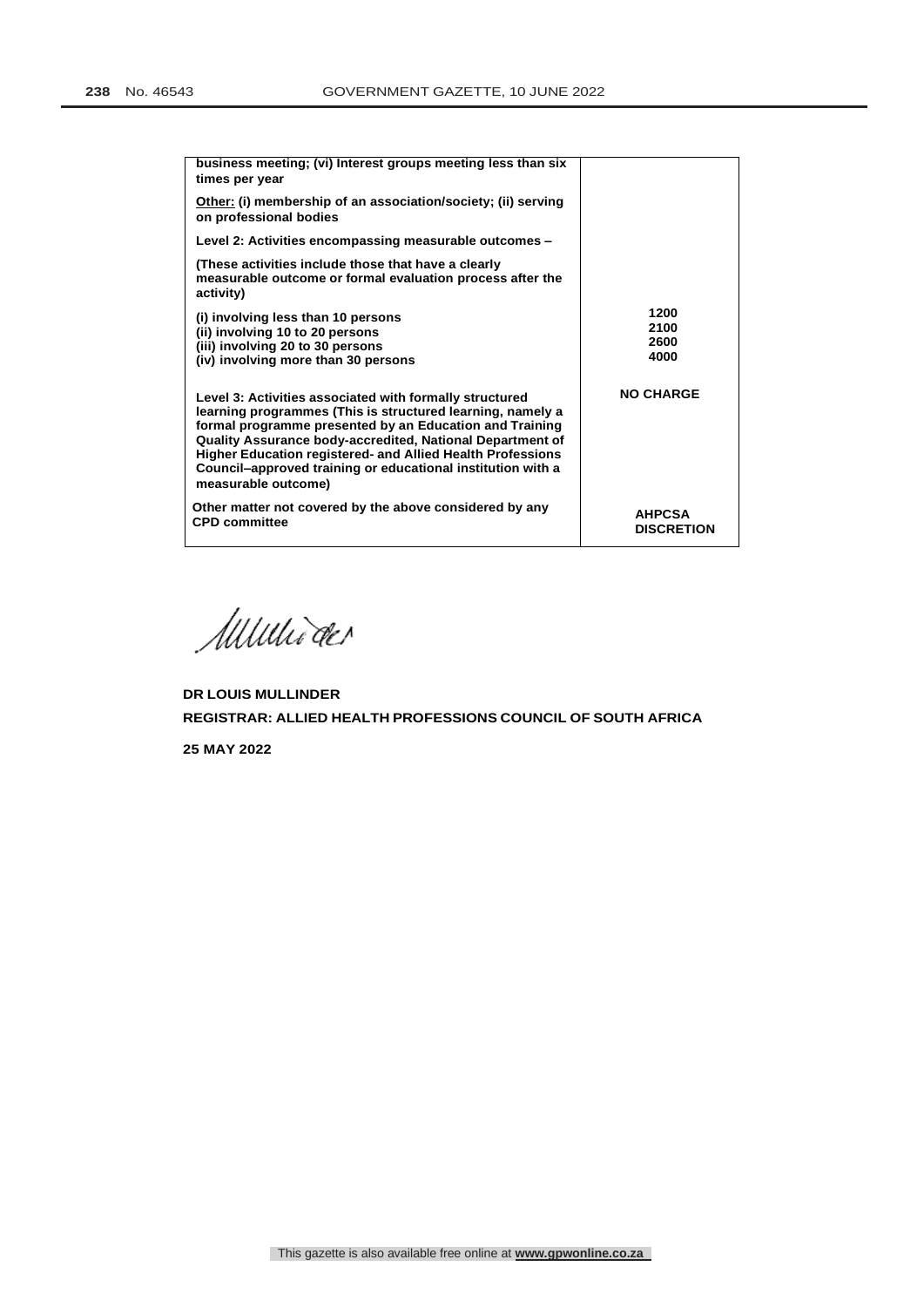| | |
|---|---|
| **business meeting; (vi) Interest groups meeting less than six times per year** | |
| **Other: (i) membership of an association/society; (ii) serving on professional bodies** | |
| **Level 2: Activities encompassing measurable outcomes –** | |
| **(These activities include those that have a clearly measurable outcome or formal evaluation process after the activity)** | |
| **(i) involving less than 10 persons**<br>**(ii) involving 10 to 20 persons**<br>**(iii) involving 20 to 30 persons**<br>**(iv) involving more than 30 persons** | **1200**<br>**2100**<br>**2600**<br>**4000** |
| **Level 3: Activities associated with formally structured learning programmes (This is structured learning, namely a formal programme presented by an Education and Training Quality Assurance body-accredited, National Department of Higher Education registered- and Allied Health Professions Council–approved training or educational institution with a measurable outcome)** | **NO CHARGE** |
| **Other matter not covered by the above considered by any CPD committee** | **AHPCSA DISCRETION** |

**DR LOUIS MULLINDER**

**REGISTRAR: ALLIED HEALTH PROFESSIONS COUNCIL OF SOUTH AFRICA**

**25 MAY 2022**